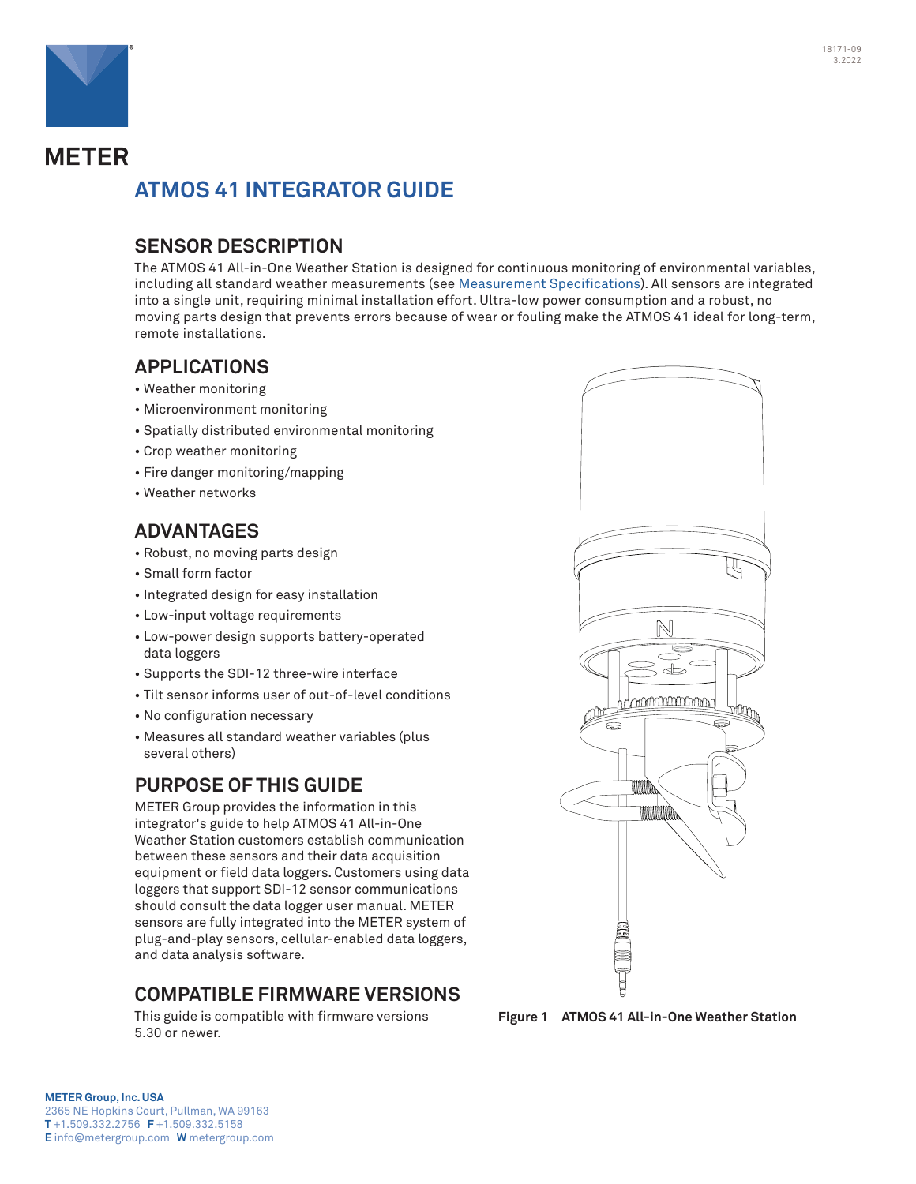# METER

# ATMOS 41 INTEGRATOR GUIDE

## SENSOR DESCRIPTION

The ATMOS 41 All-in-One Weather Station is designed for continuous monitoring of environmental variables, including all standard weather measurements (see Measurement Specifications). All sensors are integrated into a single unit, requiring minimal installation effort. Ultra-low power consumption and a robust, no moving parts design that prevents errors because of wear or fouling make the ATMOS 41 ideal for long-term, remote installations.

## APPLICATIONS

- Weather monitoring
- Microenvironment monitoring
- Spatially distributed environmental monitoring
- Crop weather monitoring
- Fire danger monitoring/mapping
- Weather networks

## ADVANTAGES

- Robust, no moving parts design
- Small form factor
- Integrated design for easy installation
- Low-input voltage requirements
- Low-power design supports battery-operated data loggers
- Supports the SDI-12 three-wire interface
- Tilt sensor informs user of out-of-level conditions
- No configuration necessary
- Measures all standard weather variables (plus several others)

## PURPOSE OF THIS GUIDE

METER Group provides the information in this integrator's guide to help ATMOS 41 All-in-One Weather Station customers establish communication between these sensors and their data acquisition equipment or field data loggers. Customers using data loggers that support SDI-12 sensor communications should consult the data logger user manual. METER sensors are fully integrated into the METER system of plug-and-play sensors, cellular-enabled data loggers, and data analysis software.

## COMPATIBLE FIRMWARE VERSIONS

This guide is compatible with firmware versions 5.30 or newer.

**Figure 1 ATMOS 41 All-in-One Weather Station**

**METER Group, Inc. USA**
2365 NE Hopkins Court, Pullman, WA 99163
**T** +1.509.332.2756 **F** +1.509.332.5158
**E** info@metergroup.com **W** metergroup.com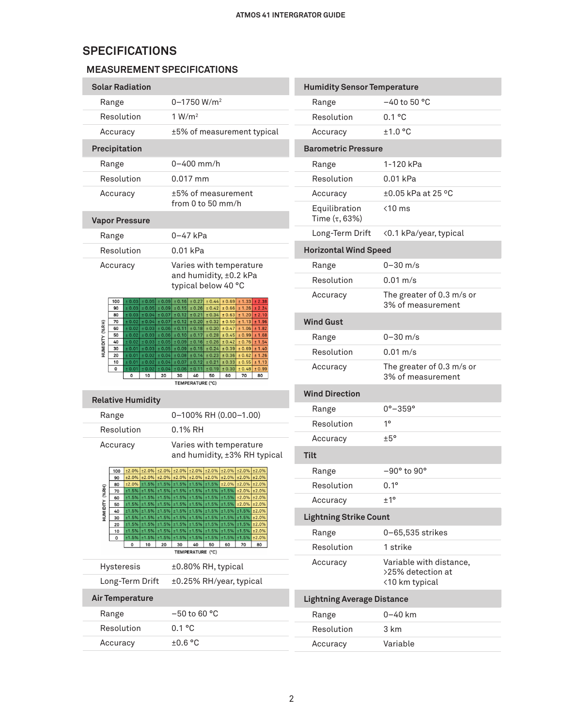## SPECIFICATIONS

### MEASUREMENT SPECIFICATIONS

| Solar Radiation | |
|---|---|
| Range | 0–1750 W/m² |
| Resolution | 1 W/m² |
| Accuracy | ±5% of measurement typical |

| Precipitation | |
|---|---|
| Range | 0–400 mm/h |
| Resolution | 0.017 mm |
| Accuracy | ±5% of measurement from 0 to 50 mm/h |

| Vapor Pressure | |
|---|---|
| Range | 0–47 kPa |
| Resolution | 0.01 kPa |
| Accuracy | Varies with temperature and humidity, ±0.2 kPa typical below 40 °C |

| HUMIDITY (%RH) | | | | | | | | | |
|---|---|---|---|---|---|---|---|---|---|
| 100 | ±0.03 | ±0.05 | ±0.09 | ±0.16 | ±0.27 | ±0.44 | ±0.69 | ±1.33 | ±2.38 |
| 90 | ±0.03 | ±0.05 | ±0.09 | ±0.15 | ±0.26 | ±0.42 | ±0.66 | ±1.26 | ±2.24 |
| 80 | ±0.03 | ±0.04 | ±0.07 | ±0.12 | ±0.21 | ±0.34 | ±0.63 | ±1.20 | ±2.10 |
| 70 | ±0.02 | ±0.04 | ±0.07 | ±0.12 | ±0.20 | ±0.32 | ±0.50 | ±1.13 | ±1.96 |
| 60 | ±0.02 | ±0.03 | ±0.06 | ±0.11 | ±0.18 | ±0.30 | ±0.47 | ±1.06 | ±1.82 |
| 50 | ±0.02 | ±0.03 | ±0.06 | ±0.10 | ±0.17 | ±0.28 | ±0.45 | ±0.99 | ±1.68 |
| 40 | ±0.02 | ±0.03 | ±0.05 | ±0.09 | ±0.16 | ±0.26 | ±0.42 | ±0.76 | ±1.54 |
| 30 | ±0.01 | ±0.03 | ±0.05 | ±0.09 | ±0.15 | ±0.24 | ±0.39 | ±0.69 | ±1.40 |
| 20 | ±0.01 | ±0.02 | ±0.04 | ±0.08 | ±0.14 | ±0.23 | ±0.36 | ±0.62 | ±1.26 |
| 10 | ±0.01 | ±0.02 | ±0.04 | ±0.07 | ±0.12 | ±0.21 | ±0.33 | ±0.55 | ±1.13 |
| 0 | ±0.01 | ±0.02 | ±0.04 | ±0.06 | ±0.11 | ±0.19 | ±0.30 | ±0.48 | ±0.99 |
| TEMPERATURE (°C) | 0 | 10 | 20 | 30 | 40 | 50 | 60 | 70 | 80 |

| Relative Humidity | |
|---|---|
| Range | 0–100% RH (0.00–1.00) |
| Resolution | 0.1% RH |
| Accuracy | Varies with temperature and humidity, ±3% RH typical |

| HUMIDITY (%RH) | | | | | | | | | |
|---|---|---|---|---|---|---|---|---|---|
| 100 | ±2.0% | ±2.0% | ±2.0% | ±2.0% | ±2.0% | ±2.0% | ±2.0% | ±2.0% | ±2.0% |
| 90 | ±2.0% | ±2.0% | ±2.0% | ±2.0% | ±2.0% | ±2.0% | ±2.0% | ±2.0% | ±2.0% |
| 80 | ±2.0% | ±1.5% | ±1.5% | ±1.5% | ±1.5% | ±1.5% | ±2.0% | ±2.0% | ±2.0% |
| 70 | ±1.5% | ±1.5% | ±1.5% | ±1.5% | ±1.5% | ±1.5% | ±1.5% | ±2.0% | ±2.0% |
| 60 | ±1.5% | ±1.5% | ±1.5% | ±1.5% | ±1.5% | ±1.5% | ±1.5% | ±2.0% | ±2.0% |
| 50 | ±1.5% | ±1.5% | ±1.5% | ±1.5% | ±1.5% | ±1.5% | ±1.5% | ±2.0% | ±2.0% |
| 40 | ±1.5% | ±1.5% | ±1.5% | ±1.5% | ±1.5% | ±1.5% | ±1.5% | ±1.5% | ±2.0% |
| 30 | ±1.5% | ±1.5% | ±1.5% | ±1.5% | ±1.5% | ±1.5% | ±1.5% | ±1.5% | ±2.0% |
| 20 | ±1.5% | ±1.5% | ±1.5% | ±1.5% | ±1.5% | ±1.5% | ±1.5% | ±1.5% | ±2.0% |
| 10 | ±1.5% | ±1.5% | ±1.5% | ±1.5% | ±1.5% | ±1.5% | ±1.5% | ±1.5% | ±2.0% |
| 0 | ±1.5% | ±1.5% | ±1.5% | ±1.5% | ±1.5% | ±1.5% | ±1.5% | ±1.5% | ±2.0% |
| TEMPERATURE (°C) | 0 | 10 | 20 | 30 | 40 | 50 | 60 | 70 | 80 |

| | |
|---|---|
| Hysteresis | ±0.80% RH, typical |
| Long-Term Drift | ±0.25% RH/year, typical |

| Air Temperature | |
|---|---|
| Range | −50 to 60 °C |
| Resolution | 0.1 °C |
| Accuracy | ±0.6 °C |

| Humidity Sensor Temperature | |
|---|---|
| Range | −40 to 50 °C |
| Resolution | 0.1 °C |
| Accuracy | ±1.0 °C |

| Barometric Pressure | |
|---|---|
| Range | 1-120 kPa |
| Resolution | 0.01 kPa |
| Accuracy | ±0.05 kPa at 25 °C |
| Equilibration Time (τ, 63%) | <10 ms |
| Long-Term Drift | <0.1 kPa/year, typical |

| Horizontal Wind Speed | |
|---|---|
| Range | 0–30 m/s |
| Resolution | 0.01 m/s |
| Accuracy | The greater of 0.3 m/s or 3% of measurement |

| Wind Gust | |
|---|---|
| Range | 0–30 m/s |
| Resolution | 0.01 m/s |
| Accuracy | The greater of 0.3 m/s or 3% of measurement |

| Wind Direction | |
|---|---|
| Range | 0°–359° |
| Resolution | 1° |
| Accuracy | ±5° |

| Tilt | |
|---|---|
| Range | −90° to 90° |
| Resolution | 0.1° |
| Accuracy | ±1° |

| Lightning Strike Count | |
|---|---|
| Range | 0–65,535 strikes |
| Resolution | 1 strike |
| Accuracy | Variable with distance, >25% detection at <10 km typical |

| Lightning Average Distance | |
|---|---|
| Range | 0–40 km |
| Resolution | 3 km |
| Accuracy | Variable |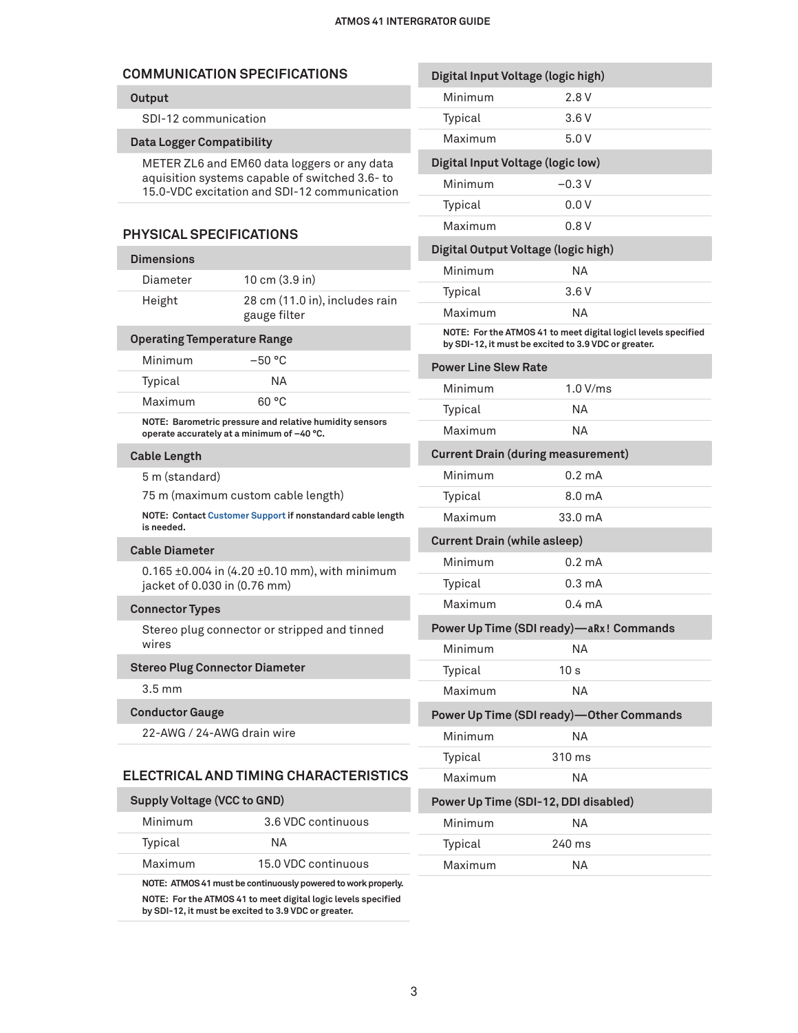## COMMUNICATION SPECIFICATIONS

**Output**

SDI-12 communication

**Data Logger Compatibility**

METER ZL6 and EM60 data loggers or any data aquisition systems capable of switched 3.6- to 15.0-VDC excitation and SDI-12 communication

## PHYSICAL SPECIFICATIONS

**Dimensions**

| | |
|---|---|
| Diameter | 10 cm (3.9 in) |
| Height | 28 cm (11.0 in), includes rain gauge filter |

**Operating Temperature Range**

| | |
|---|---|
| Minimum | −50 °C |
| Typical | NA |
| Maximum | 60 °C |

**NOTE: Barometric pressure and relative humidity sensors operate accurately at a minimum of −40 °C.**

**Cable Length**

5 m (standard)

75 m (maximum custom cable length)

**NOTE: Contact Customer Support if nonstandard cable length is needed.**

**Cable Diameter**

0.165 ±0.004 in (4.20 ±0.10 mm), with minimum jacket of 0.030 in (0.76 mm)

**Connector Types**

Stereo plug connector or stripped and tinned wires

**Stereo Plug Connector Diameter**

3.5 mm

**Conductor Gauge**

22-AWG / 24-AWG drain wire

## ELECTRICAL AND TIMING CHARACTERISTICS

**Supply Voltage (VCC to GND)**

| | |
|---|---|
| Minimum | 3.6 VDC continuous |
| Typical | NA |
| Maximum | 15.0 VDC continuous |

**NOTE: ATMOS 41 must be continuously powered to work properly.**

**NOTE: For the ATMOS 41 to meet digital logic levels specified by SDI-12, it must be excited to 3.9 VDC or greater.**

**Digital Input Voltage (logic high)**

| | |
|---|---|
| Minimum | 2.8 V |
| Typical | 3.6 V |
| Maximum | 5.0 V |

**Digital Input Voltage (logic low)**

| | |
|---|---|
| Minimum | −0.3 V |
| Typical | 0.0 V |
| Maximum | 0.8 V |

**Digital Output Voltage (logic high)**

| | |
|---|---|
| Minimum | NA |
| Typical | 3.6 V |
| Maximum | NA |

**NOTE: For the ATMOS 41 to meet digital logicl levels specified by SDI-12, it must be excited to 3.9 VDC or greater.**

**Power Line Slew Rate**

| | |
|---|---|
| Minimum | 1.0 V/ms |
| Typical | NA |
| Maximum | NA |

**Current Drain (during measurement)**

| | |
|---|---|
| Minimum | 0.2 mA |
| Typical | 8.0 mA |
| Maximum | 33.0 mA |

**Current Drain (while asleep)**

| | |
|---|---|
| Minimum | 0.2 mA |
| Typical | 0.3 mA |
| Maximum | 0.4 mA |

**Power Up Time (SDI ready)—`aRx!` Commands**

| | |
|---|---|
| Minimum | NA |
| Typical | 10 s |
| Maximum | NA |

**Power Up Time (SDI ready)—Other Commands**

| | |
|---|---|
| Minimum | NA |
| Typical | 310 ms |
| Maximum | NA |

**Power Up Time (SDI-12, DDI disabled)**

| | |
|---|---|
| Minimum | NA |
| Typical | 240 ms |
| Maximum | NA |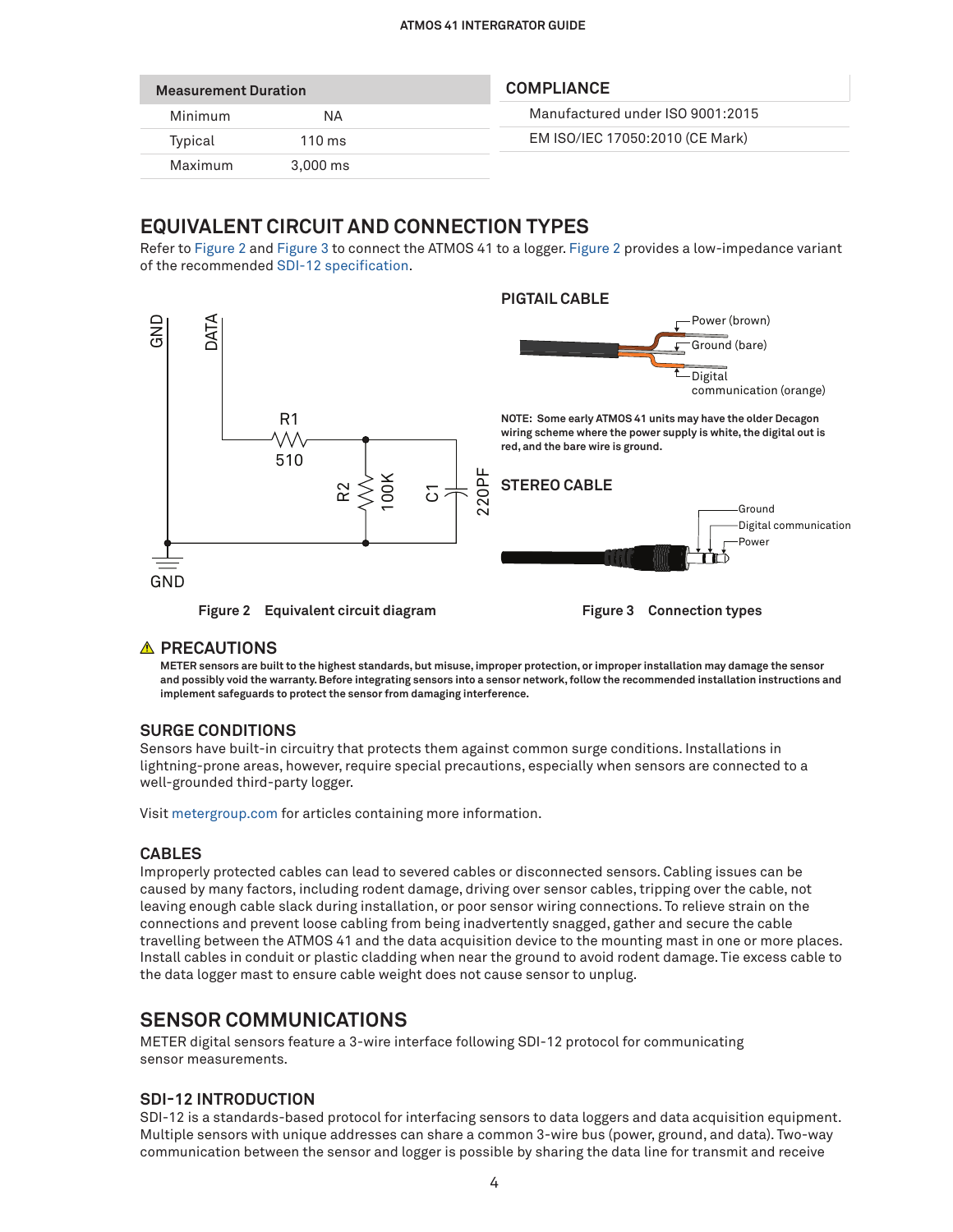| Measurement Duration | |
|---|---|
| Minimum | NA |
| Typical | 110 ms |
| Maximum | 3,000 ms |

| COMPLIANCE |
|---|
| Manufactured under ISO 9001:2015 |
| EM ISO/IEC 17050:2010 (CE Mark) |

## EQUIVALENT CIRCUIT AND CONNECTION TYPES

Refer to Figure 2 and Figure 3 to connect the ATMOS 41 to a logger. Figure 2 provides a low-impedance variant of the recommended SDI-12 specification.

**Figure 2 Equivalent circuit diagram**

**PIGTAIL CABLE**

**NOTE: Some early ATMOS 41 units may have the older Decagon wiring scheme where the power supply is white, the digital out is red, and the bare wire is ground.**

**STEREO CABLE**

**Figure 3 Connection types**

## ⚠ PRECAUTIONS

**METER sensors are built to the highest standards, but misuse, improper protection, or improper installation may damage the sensor and possibly void the warranty. Before integrating sensors into a sensor network, follow the recommended installation instructions and implement safeguards to protect the sensor from damaging interference.**

### SURGE CONDITIONS

Sensors have built-in circuitry that protects them against common surge conditions. Installations in lightning-prone areas, however, require special precautions, especially when sensors are connected to a well-grounded third-party logger.

Visit metergroup.com for articles containing more information.

### CABLES

Improperly protected cables can lead to severed cables or disconnected sensors. Cabling issues can be caused by many factors, including rodent damage, driving over sensor cables, tripping over the cable, not leaving enough cable slack during installation, or poor sensor wiring connections. To relieve strain on the connections and prevent loose cabling from being inadvertently snagged, gather and secure the cable travelling between the ATMOS 41 and the data acquisition device to the mounting mast in one or more places. Install cables in conduit or plastic cladding when near the ground to avoid rodent damage. Tie excess cable to the data logger mast to ensure cable weight does not cause sensor to unplug.

## SENSOR COMMUNICATIONS

METER digital sensors feature a 3-wire interface following SDI-12 protocol for communicating sensor measurements.

### SDI-12 INTRODUCTION

SDI-12 is a standards-based protocol for interfacing sensors to data loggers and data acquisition equipment. Multiple sensors with unique addresses can share a common 3-wire bus (power, ground, and data). Two-way communication between the sensor and logger is possible by sharing the data line for transmit and receive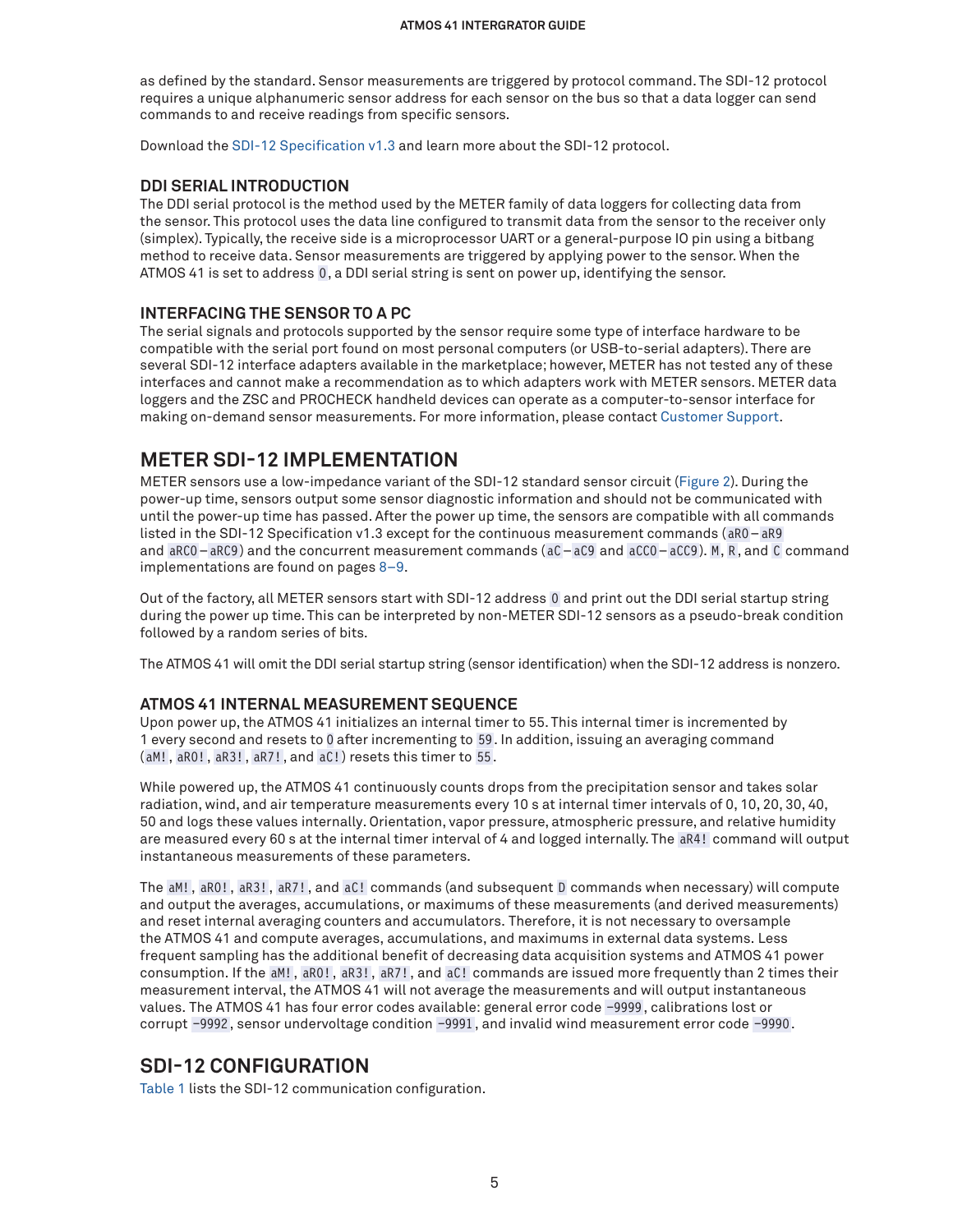as defined by the standard. Sensor measurements are triggered by protocol command. The SDI-12 protocol requires a unique alphanumeric sensor address for each sensor on the bus so that a data logger can send commands to and receive readings from specific sensors.

Download the SDI-12 Specification v1.3 and learn more about the SDI-12 protocol.

### DDI SERIAL INTRODUCTION

The DDI serial protocol is the method used by the METER family of data loggers for collecting data from the sensor. This protocol uses the data line configured to transmit data from the sensor to the receiver only (simplex). Typically, the receive side is a microprocessor UART or a general-purpose IO pin using a bitbang method to receive data. Sensor measurements are triggered by applying power to the sensor. When the ATMOS 41 is set to address `0`, a DDI serial string is sent on power up, identifying the sensor.

### INTERFACING THE SENSOR TO A PC

The serial signals and protocols supported by the sensor require some type of interface hardware to be compatible with the serial port found on most personal computers (or USB-to-serial adapters). There are several SDI-12 interface adapters available in the marketplace; however, METER has not tested any of these interfaces and cannot make a recommendation as to which adapters work with METER sensors. METER data loggers and the ZSC and PROCHECK handheld devices can operate as a computer-to-sensor interface for making on-demand sensor measurements. For more information, please contact Customer Support.

## METER SDI-12 IMPLEMENTATION

METER sensors use a low-impedance variant of the SDI-12 standard sensor circuit (Figure 2). During the power-up time, sensors output some sensor diagnostic information and should not be communicated with until the power-up time has passed. After the power up time, the sensors are compatible with all commands listed in the SDI-12 Specification v1.3 except for the continuous measurement commands (`aR0` – `aR9` and `aRC0` – `aRC9`) and the concurrent measurement commands (`aC` – `aC9` and `aCC0` – `aCC9`). `M`, `R`, and `C` command implementations are found on pages 8–9.

Out of the factory, all METER sensors start with SDI-12 address `0` and print out the DDI serial startup string during the power up time. This can be interpreted by non-METER SDI-12 sensors as a pseudo-break condition followed by a random series of bits.

The ATMOS 41 will omit the DDI serial startup string (sensor identification) when the SDI-12 address is nonzero.

### ATMOS 41 INTERNAL MEASUREMENT SEQUENCE

Upon power up, the ATMOS 41 initializes an internal timer to 55. This internal timer is incremented by 1 every second and resets to `0` after incrementing to `59`. In addition, issuing an averaging command (`aM!`, `aR0!`, `aR3!`, `aR7!`, and `aC!`) resets this timer to `55`.

While powered up, the ATMOS 41 continuously counts drops from the precipitation sensor and takes solar radiation, wind, and air temperature measurements every 10 s at internal timer intervals of 0, 10, 20, 30, 40, 50 and logs these values internally. Orientation, vapor pressure, atmospheric pressure, and relative humidity are measured every 60 s at the internal timer interval of 4 and logged internally. The `aR4!` command will output instantaneous measurements of these parameters.

The `aM!`, `aR0!`, `aR3!`, `aR7!`, and `aC!` commands (and subsequent `D` commands when necessary) will compute and output the averages, accumulations, or maximums of these measurements (and derived measurements) and reset internal averaging counters and accumulators. Therefore, it is not necessary to oversample the ATMOS 41 and compute averages, accumulations, and maximums in external data systems. Less frequent sampling has the additional benefit of decreasing data acquisition systems and ATMOS 41 power consumption. If the `aM!`, `aR0!`, `aR3!`, `aR7!`, and `aC!` commands are issued more frequently than 2 times their measurement interval, the ATMOS 41 will not average the measurements and will output instantaneous values. The ATMOS 41 has four error codes available: general error code `-9999`, calibrations lost or corrupt `-9992`, sensor undervoltage condition `-9991`, and invalid wind measurement error code `-9990`.

## SDI-12 CONFIGURATION

Table 1 lists the SDI-12 communication configuration.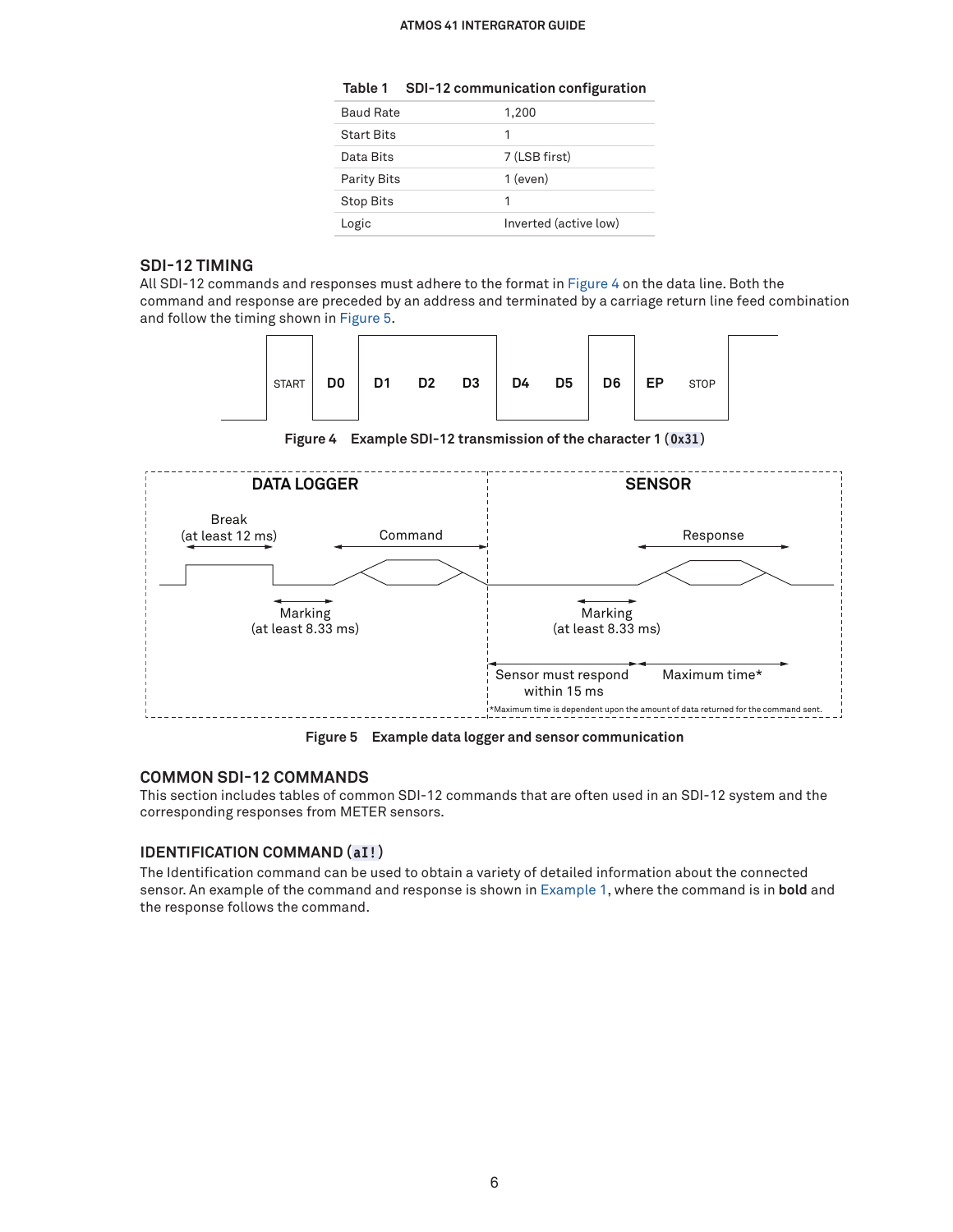Table 1 SDI-12 communication configuration

| | |
|---|---|
| Baud Rate | 1,200 |
| Start Bits | 1 |
| Data Bits | 7 (LSB first) |
| Parity Bits | 1 (even) |
| Stop Bits | 1 |
| Logic | Inverted (active low) |

## SDI-12 TIMING

All SDI-12 commands and responses must adhere to the format in Figure 4 on the data line. Both the command and response are preceded by an address and terminated by a carriage return line feed combination and follow the timing shown in Figure 5.

START D0 D1 D2 D3 D4 D5 D6 EP STOP

**Figure 4** **Example SDI-12 transmission of the character 1 (`0x31`)**

DATA LOGGER — Break (at least 12 ms); Marking (at least 8.33 ms); Command

SENSOR — Response; Marking (at least 8.33 ms); Sensor must respond within 15 ms; Maximum time*

*Maximum time is dependent upon the amount of data returned for the command sent.

**Figure 5** **Example data logger and sensor communication**

## COMMON SDI-12 COMMANDS

This section includes tables of common SDI-12 commands that are often used in an SDI-12 system and the corresponding responses from METER sensors.

## IDENTIFICATION COMMAND (`aI!`)

The Identification command can be used to obtain a variety of detailed information about the connected sensor. An example of the command and response is shown in Example 1, where the command is in **bold** and the response follows the command.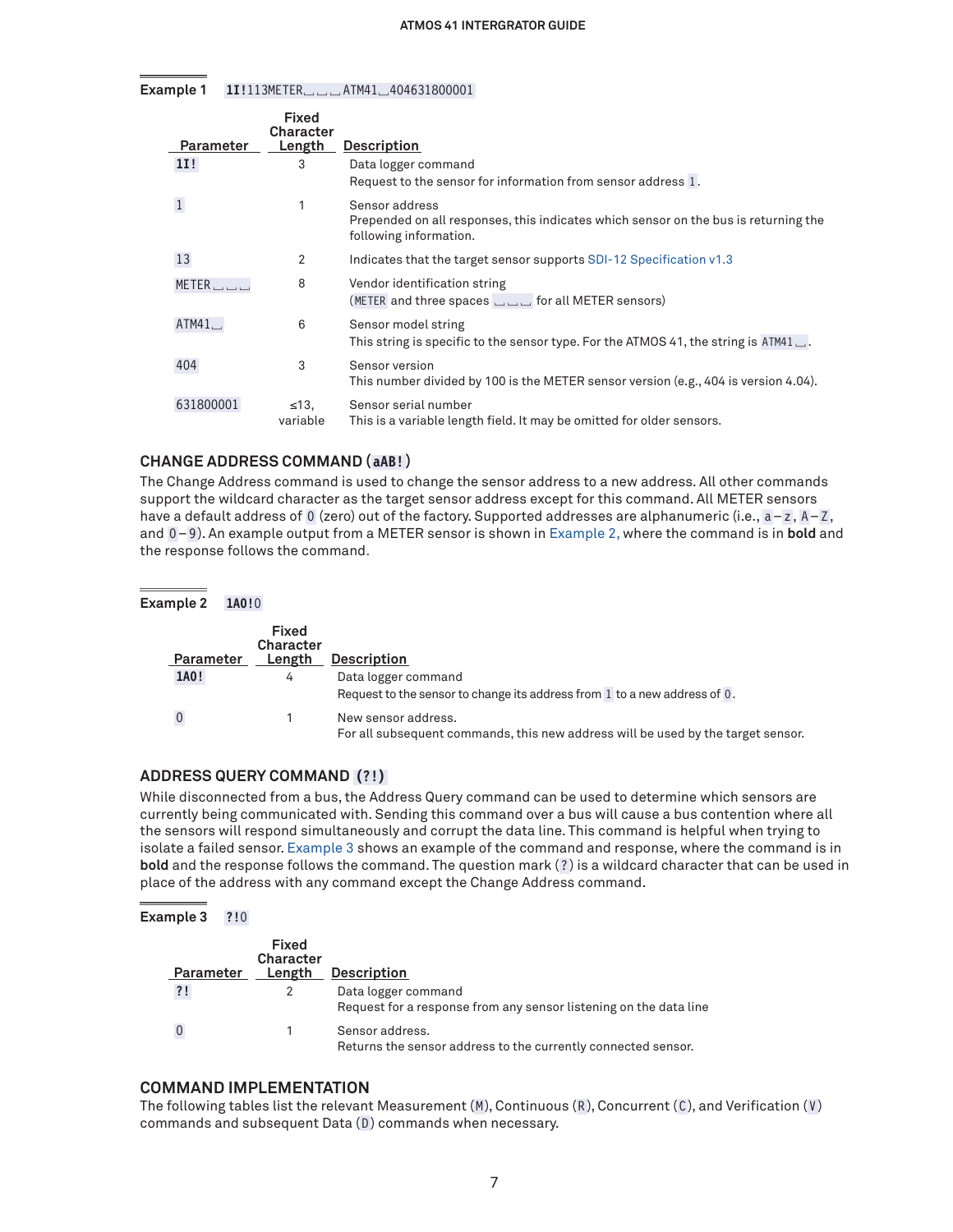**Example 1** `1I!113METER␣␣␣ATM41␣404631800001`

| Parameter | Fixed Character Length | Description |
|---|---|---|
| **1I!** | 3 | Data logger command<br>Request to the sensor for information from sensor address 1. |
| 1 | 1 | Sensor address<br>Prepended on all responses, this indicates which sensor on the bus is returning the following information. |
| 13 | 2 | Indicates that the target sensor supports SDI-12 Specification v1.3 |
| METER␣␣␣ | 8 | Vendor identification string<br>(METER and three spaces ␣␣␣ for all METER sensors) |
| ATM41␣ | 6 | Sensor model string<br>This string is specific to the sensor type. For the ATMOS 41, the string is ATM41␣. |
| 404 | 3 | Sensor version<br>This number divided by 100 is the METER sensor version (e.g., 404 is version 4.04). |
| 631800001 | ≤13, variable | Sensor serial number<br>This is a variable length field. It may be omitted for older sensors. |

## CHANGE ADDRESS COMMAND (aAB!)

The Change Address command is used to change the sensor address to a new address. All other commands support the wildcard character as the target sensor address except for this command. All METER sensors have a default address of 0 (zero) out of the factory. Supported addresses are alphanumeric (i.e., a–z, A–Z, and 0–9). An example output from a METER sensor is shown in Example 2, where the command is in **bold** and the response follows the command.

**Example 2** `1A0!0`

| Parameter | Fixed Character Length | Description |
|---|---|---|
| **1A0!** | 4 | Data logger command<br>Request to the sensor to change its address from 1 to a new address of 0. |
| 0 | 1 | New sensor address.<br>For all subsequent commands, this new address will be used by the target sensor. |

## ADDRESS QUERY COMMAND (?!)

While disconnected from a bus, the Address Query command can be used to determine which sensors are currently being communicated with. Sending this command over a bus will cause a bus contention where all the sensors will respond simultaneously and corrupt the data line. This command is helpful when trying to isolate a failed sensor. Example 3 shows an example of the command and response, where the command is in **bold** and the response follows the command. The question mark (?) is a wildcard character that can be used in place of the address with any command except the Change Address command.

**Example 3** `?!0`

| Parameter | Fixed Character Length | Description |
|---|---|---|
| **?!** | 2 | Data logger command<br>Request for a response from any sensor listening on the data line |
| 0 | 1 | Sensor address.<br>Returns the sensor address to the currently connected sensor. |

## COMMAND IMPLEMENTATION

The following tables list the relevant Measurement (M), Continuous (R), Concurrent (C), and Verification (V) commands and subsequent Data (D) commands when necessary.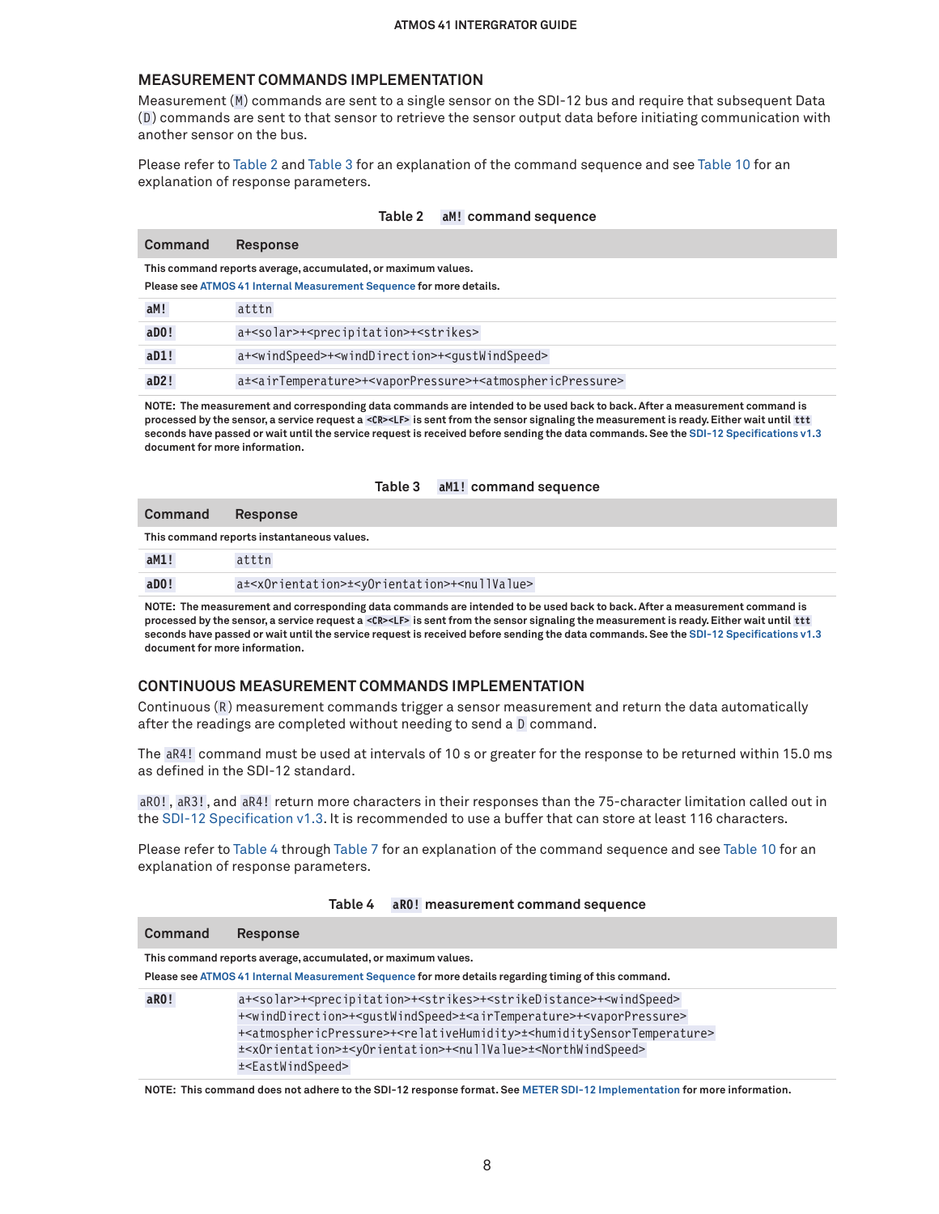## MEASUREMENT COMMANDS IMPLEMENTATION

Measurement (`M`) commands are sent to a single sensor on the SDI-12 bus and require that subsequent Data (`D`) commands are sent to that sensor to retrieve the sensor output data before initiating communication with another sensor on the bus.

Please refer to Table 2 and Table 3 for an explanation of the command sequence and see Table 10 for an explanation of response parameters.

**Table 2 `aM!` command sequence**

| Command | Response |
|---|---|
| This command reports average, accumulated, or maximum values. Please see ATMOS 41 Internal Measurement Sequence for more details. | |
| **aM!** | `atttn` |
| **aD0!** | `a+<solar>+<precipitation>+<strikes>` |
| **aD1!** | `a+<windSpeed>+<windDirection>+<gustWindSpeed>` |
| **aD2!** | `a±<airTemperature>+<vaporPressure>+<atmosphericPressure>` |

**NOTE: The measurement and corresponding data commands are intended to be used back to back. After a measurement command is processed by the sensor, a service request a `<CR><LF>` is sent from the sensor signaling the measurement is ready. Either wait until `ttt` seconds have passed or wait until the service request is received before sending the data commands. See the SDI-12 Specifications v1.3 document for more information.**

**Table 3 `aM1!` command sequence**

| Command | Response |
|---|---|
| This command reports instantaneous values. | |
| **aM1!** | `atttn` |
| **aD0!** | `a±<xOrientation>±<yOrientation>+<nullValue>` |

**NOTE: The measurement and corresponding data commands are intended to be used back to back. After a measurement command is processed by the sensor, a service request a `<CR><LF>` is sent from the sensor signaling the measurement is ready. Either wait until `ttt` seconds have passed or wait until the service request is received before sending the data commands. See the SDI-12 Specifications v1.3 document for more information.**

## CONTINUOUS MEASUREMENT COMMANDS IMPLEMENTATION

Continuous (`R`) measurement commands trigger a sensor measurement and return the data automatically after the readings are completed without needing to send a `D` command.

The `aR4!` command must be used at intervals of 10 s or greater for the response to be returned within 15.0 ms as defined in the SDI-12 standard.

`aR0!`, `aR3!`, and `aR4!` return more characters in their responses than the 75-character limitation called out in the SDI-12 Specification v1.3. It is recommended to use a buffer that can store at least 116 characters.

Please refer to Table 4 through Table 7 for an explanation of the command sequence and see Table 10 for an explanation of response parameters.

**Table 4 `aR0!` measurement command sequence**

| Command | Response |
|---|---|
| This command reports average, accumulated, or maximum values. Please see ATMOS 41 Internal Measurement Sequence for more details regarding timing of this command. | |
| **aR0!** | `a+<solar>+<precipitation>+<strikes>+<strikeDistance>+<windSpeed>+<windDirection>+<gustWindSpeed>±<airTemperature>+<vaporPressure>+<atmosphericPressure>+<relativeHumidity>±<humiditySensorTemperature>±<xOrientation>±<yOrientation>+<nullValue>±<NorthWindSpeed>±<EastWindSpeed>` |

**NOTE: This command does not adhere to the SDI-12 response format. See METER SDI-12 Implementation for more information.**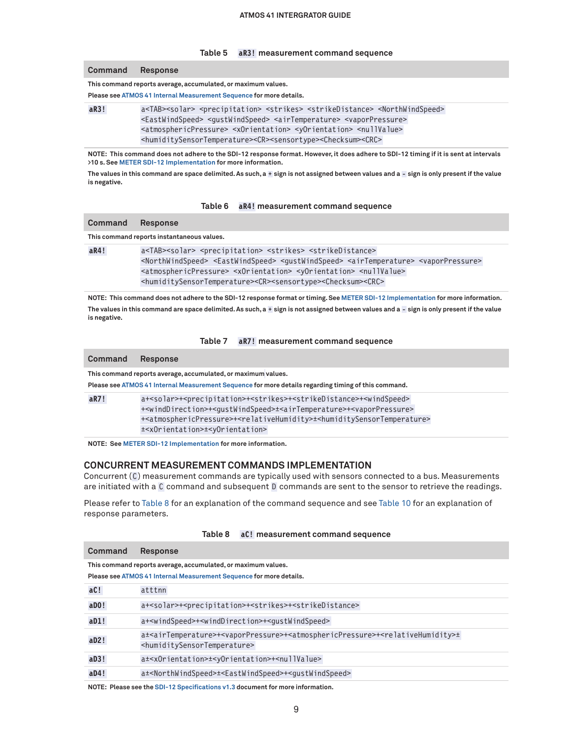Table 5 `aR3!` measurement command sequence

| Command | Response |
|---|---|
| This command reports average, accumulated, or maximum values.<br>Please see ATMOS 41 Internal Measurement Sequence for more details. | |
| `aR3!` | `a<TAB><solar> <precipitation> <strikes> <strikeDistance> <NorthWindSpeed> <EastWindSpeed> <gustWindSpeed> <airTemperature> <vaporPressure> <atmosphericPressure> <xOrientation> <yOrientation> <nullValue> <humiditySensorTemperature><CR><sensortype><Checksum><CRC>` |

NOTE: This command does not adhere to the SDI-12 response format. However, it does adhere to SDI-12 timing if it is sent at intervals >10 s. See METER SDI-12 Implementation for more information.

The values in this command are space delimited. As such, a `+` sign is not assigned between values and a `-` sign is only present if the value is negative.

Table 6 `aR4!` measurement command sequence

| Command | Response |
|---|---|
| This command reports instantaneous values. | |
| `aR4!` | `a<TAB><solar> <precipitation> <strikes> <strikeDistance> <NorthWindSpeed> <EastWindSpeed> <gustWindSpeed> <airTemperature> <vaporPressure> <atmosphericPressure> <xOrientation> <yOrientation> <nullValue> <humiditySensorTemperature><CR><sensortype><Checksum><CRC>` |

NOTE: This command does not adhere to the SDI-12 response format or timing. See METER SDI-12 Implementation for more information.

The values in this command are space delimited. As such, a `+` sign is not assigned between values and a `-` sign is only present if the value is negative.

Table 7 `aR7!` measurement command sequence

| Command | Response |
|---|---|
| This command reports average, accumulated, or maximum values.<br>Please see ATMOS 41 Internal Measurement Sequence for more details regarding timing of this command. | |
| `aR7!` | `a+<solar>+<precipitation>+<strikes>+<strikeDistance>+<windSpeed>+<windDirection>+<gustWindSpeed>±<airTemperature>+<vaporPressure>+<atmosphericPressure>+<relativeHumidity>±<humiditySensorTemperature>±<xOrientation>±<yOrientation>` |

NOTE: See METER SDI-12 Implementation for more information.

## CONCURRENT MEASUREMENT COMMANDS IMPLEMENTATION

Concurrent (`C`) measurement commands are typically used with sensors connected to a bus. Measurements are initiated with a `C` command and subsequent `D` commands are sent to the sensor to retrieve the readings.

Please refer to Table 8 for an explanation of the command sequence and see Table 10 for an explanation of response parameters.

Table 8 `aC!` measurement command sequence

| Command | Response |
|---|---|
| This command reports average, accumulated, or maximum values.<br>Please see ATMOS 41 Internal Measurement Sequence for more details. | |
| `aC!` | `atttnn` |
| `aD0!` | `a+<solar>+<precipitation>+<strikes>+<strikeDistance>` |
| `aD1!` | `a+<windSpeed>+<windDirection>+<gustWindSpeed>` |
| `aD2!` | `a±<airTemperature>+<vaporPressure>+<atmosphericPressure>+<relativeHumidity>±<humiditySensorTemperature>` |
| `aD3!` | `a±<xOrientation>±<yOrientation>+<nullValue>` |
| `aD4!` | `a±<NorthWindSpeed>±<EastWindSpeed>+<gustWindSpeed>` |

NOTE: Please see the SDI-12 Specifications v1.3 document for more information.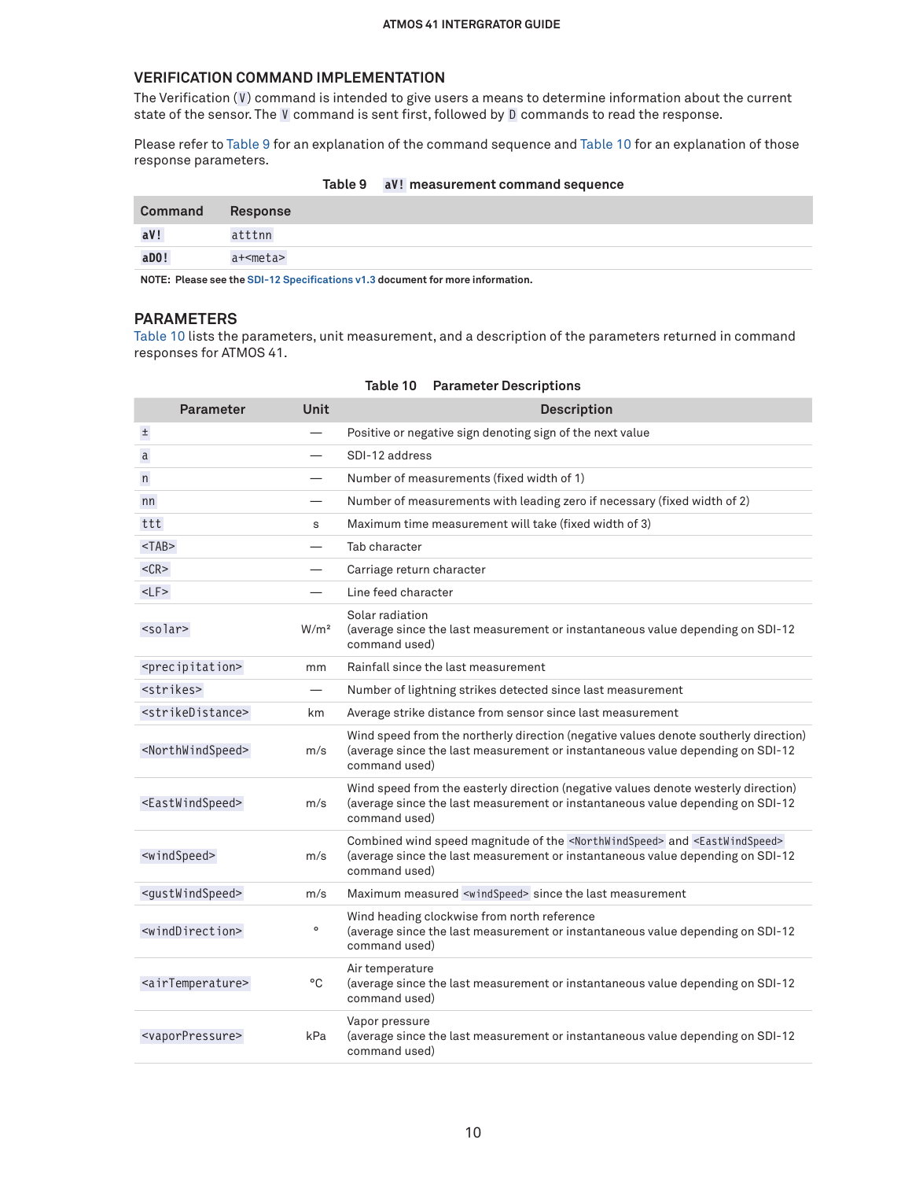## VERIFICATION COMMAND IMPLEMENTATION

The Verification (`V`) command is intended to give users a means to determine information about the current state of the sensor. The `V` command is sent first, followed by `D` commands to read the response.

Please refer to Table 9 for an explanation of the command sequence and Table 10 for an explanation of those response parameters.

Table 9 `aV!` measurement command sequence

| Command | Response |
|---|---|
| **aV!** | atttnn |
| **aD0!** | a+<meta> |

**NOTE: Please see the SDI-12 Specifications v1.3 document for more information.**

## PARAMETERS

Table 10 lists the parameters, unit measurement, and a description of the parameters returned in command responses for ATMOS 41.

Table 10 Parameter Descriptions

| Parameter | Unit | Description |
|---|---|---|
| ± | — | Positive or negative sign denoting sign of the next value |
| a | — | SDI-12 address |
| n | — | Number of measurements (fixed width of 1) |
| nn | — | Number of measurements with leading zero if necessary (fixed width of 2) |
| ttt | s | Maximum time measurement will take (fixed width of 3) |
| <TAB> | — | Tab character |
| <CR> | — | Carriage return character |
| <LF> | — | Line feed character |
| <solar> | W/m² | Solar radiation (average since the last measurement or instantaneous value depending on SDI-12 command used) |
| <precipitation> | mm | Rainfall since the last measurement |
| <strikes> | — | Number of lightning strikes detected since last measurement |
| <strikeDistance> | km | Average strike distance from sensor since last measurement |
| <NorthWindSpeed> | m/s | Wind speed from the northerly direction (negative values denote southerly direction) (average since the last measurement or instantaneous value depending on SDI-12 command used) |
| <EastWindSpeed> | m/s | Wind speed from the easterly direction (negative values denote westerly direction) (average since the last measurement or instantaneous value depending on SDI-12 command used) |
| <windSpeed> | m/s | Combined wind speed magnitude of the <NorthWindSpeed> and <EastWindSpeed> (average since the last measurement or instantaneous value depending on SDI-12 command used) |
| <gustWindSpeed> | m/s | Maximum measured <windSpeed> since the last measurement |
| <windDirection> | ° | Wind heading clockwise from north reference (average since the last measurement or instantaneous value depending on SDI-12 command used) |
| <airTemperature> | °C | Air temperature (average since the last measurement or instantaneous value depending on SDI-12 command used) |
| <vaporPressure> | kPa | Vapor pressure (average since the last measurement or instantaneous value depending on SDI-12 command used) |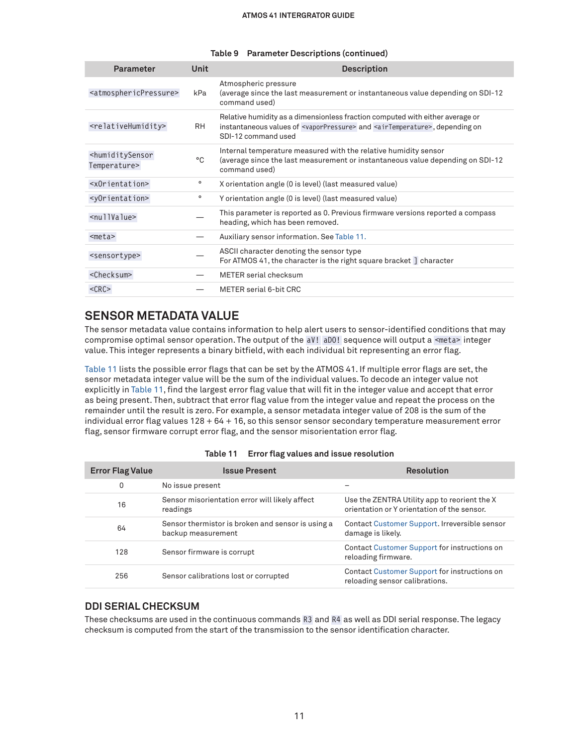Table 9 Parameter Descriptions (continued)

| Parameter | Unit | Description |
|---|---|---|
| `<atmosphericPressure>` | kPa | Atmospheric pressure (average since the last measurement or instantaneous value depending on SDI-12 command used) |
| `<relativeHumidity>` | RH | Relative humidity as a dimensionless fraction computed with either average or instantaneous values of `<vaporPressure>` and `<airTemperature>`, depending on SDI-12 command used |
| `<humiditySensorTemperature>` | °C | Internal temperature measured with the relative humidity sensor (average since the last measurement or instantaneous value depending on SDI-12 command used) |
| `<xOrientation>` | ° | X orientation angle (0 is level) (last measured value) |
| `<yOrientation>` | ° | Y orientation angle (0 is level) (last measured value) |
| `<nullValue>` | — | This parameter is reported as 0. Previous firmware versions reported a compass heading, which has been removed. |
| `<meta>` | — | Auxiliary sensor information. See Table 11. |
| `<sensortype>` | — | ASCII character denoting the sensor type<br>For ATMOS 41, the character is the right square bracket `]` character |
| `<Checksum>` | — | METER serial checksum |
| `<CRC>` | — | METER serial 6-bit CRC |

## SENSOR METADATA VALUE

The sensor metadata value contains information to help alert users to sensor-identified conditions that may compromise optimal sensor operation. The output of the `aV!` `aD0!` sequence will output a `<meta>` integer value. This integer represents a binary bitfield, with each individual bit representing an error flag.

Table 11 lists the possible error flags that can be set by the ATMOS 41. If multiple error flags are set, the sensor metadata integer value will be the sum of the individual values. To decode an integer value not explicitly in Table 11, find the largest error flag value that will fit in the integer value and accept that error as being present. Then, subtract that error flag value from the integer value and repeat the process on the remainder until the result is zero. For example, a sensor metadata integer value of 208 is the sum of the individual error flag values 128 + 64 + 16, so this sensor secondary temperature measurement error flag, sensor firmware corrupt error flag, and the sensor misorientation error flag.

Table 11 Error flag values and issue resolution

| Error Flag Value | Issue Present | Resolution |
|---|---|---|
| 0 | No issue present | – |
| 16 | Sensor misorientation error will likely affect readings | Use the ZENTRA Utility app to reorient the X orientation or Y orientation of the sensor. |
| 64 | Sensor thermistor is broken and sensor is using a backup measurement | Contact Customer Support. Irreversible sensor damage is likely. |
| 128 | Sensor firmware is corrupt | Contact Customer Support for instructions on reloading firmware. |
| 256 | Sensor calibrations lost or corrupted | Contact Customer Support for instructions on reloading sensor calibrations. |

## DDI SERIAL CHECKSUM

These checksums are used in the continuous commands `R3` and `R4` as well as DDI serial response. The legacy checksum is computed from the start of the transmission to the sensor identification character.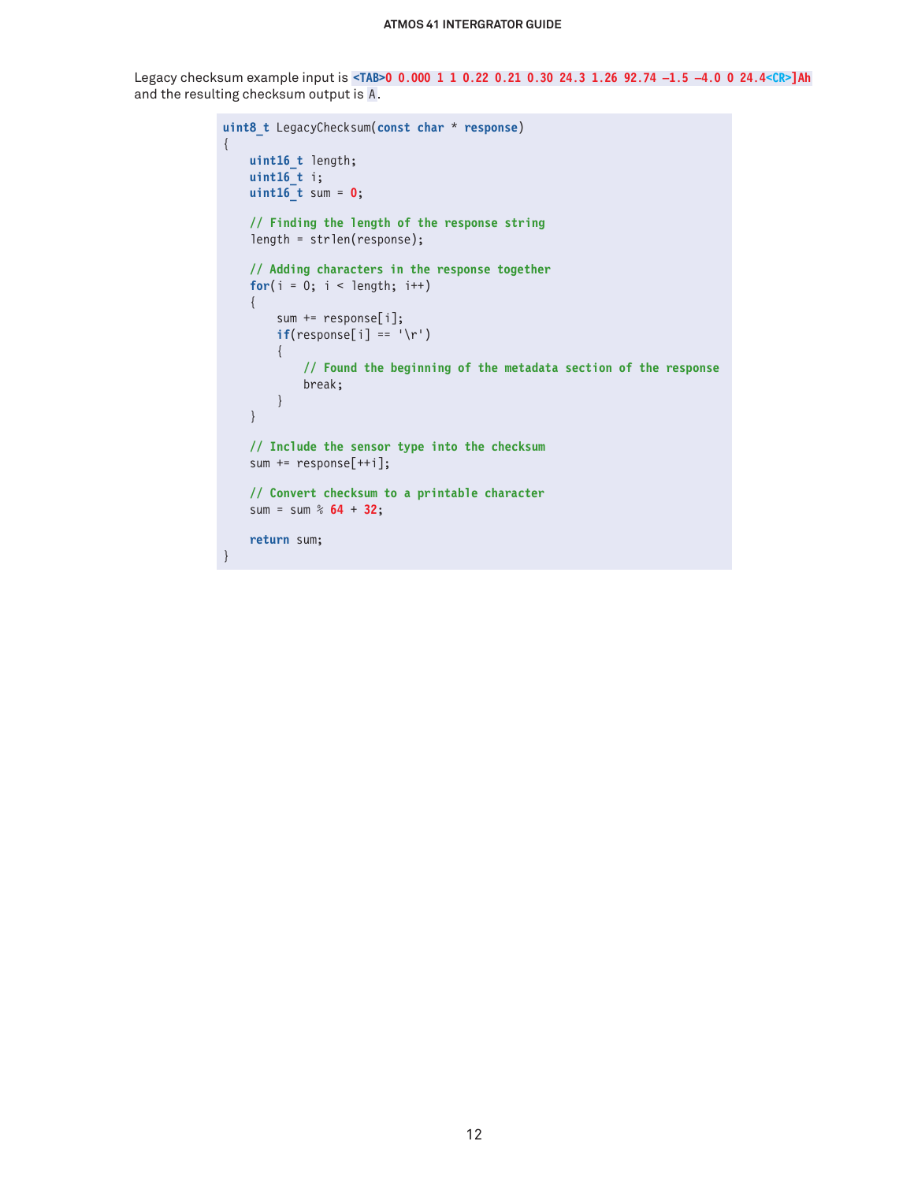Legacy checksum example input is `<TAB>0 0.000 1 1 0.22 0.21 0.30 24.3 1.26 92.74 −1.5 −4.0 0 24.4<CR>]Ah` and the resulting checksum output is `A`.

```
uint8_t LegacyChecksum(const char * response)
{
    uint16_t length;
    uint16_t i;
    uint16_t sum = 0;

    // Finding the length of the response string
    length = strlen(response);

    // Adding characters in the response together
    for(i = 0; i < length; i++)
    {
        sum += response[i];
        if(response[i] == '\r')
        {
            // Found the beginning of the metadata section of the response
            break;
        }
    }

    // Include the sensor type into the checksum
    sum += response[++i];

    // Convert checksum to a printable character
    sum = sum % 64 + 32;

    return sum;
}
```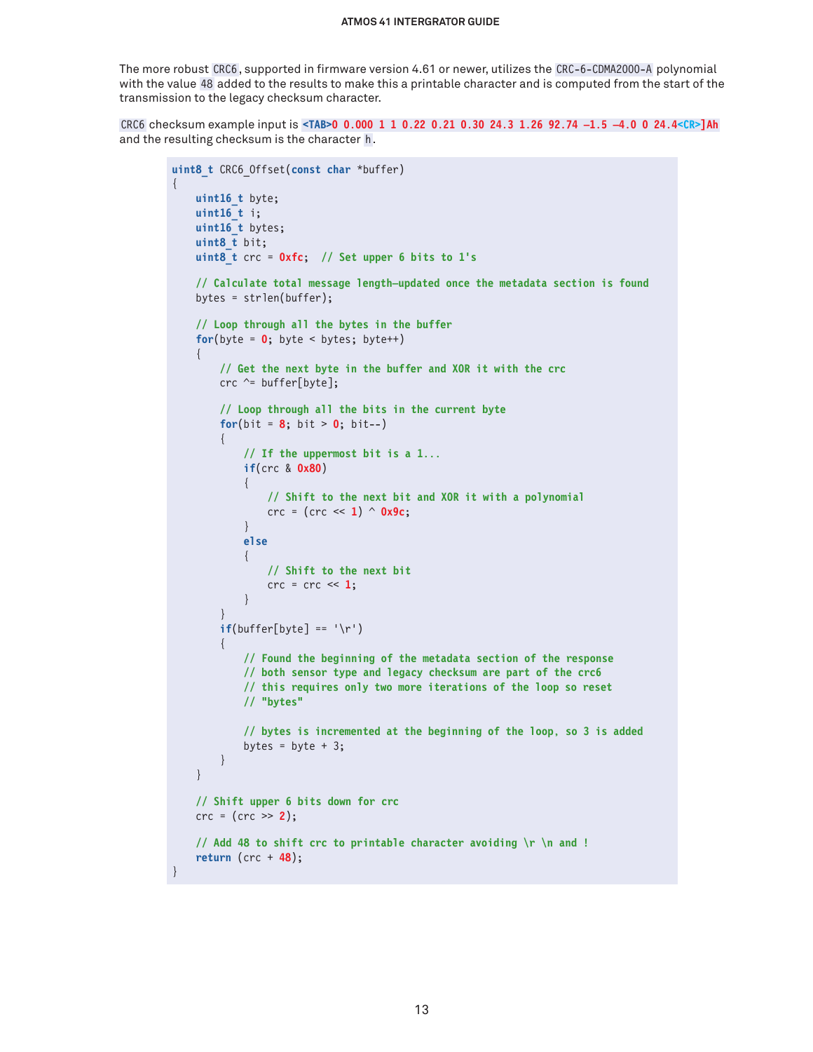The more robust `CRC6`, supported in firmware version 4.61 or newer, utilizes the `CRC-6-CDMA2000-A` polynomial with the value `48` added to the results to make this a printable character and is computed from the start of the transmission to the legacy checksum character.

`CRC6` checksum example input is `<TAB>0 0.000 1 1 0.22 0.21 0.30 24.3 1.26 92.74 -1.5 -4.0 0 24.4<CR>]Ah` and the resulting checksum is the character `h`.

```
uint8_t CRC6_Offset(const char *buffer)
{
    uint16_t byte;
    uint16_t i;
    uint16_t bytes;
    uint8_t bit;
    uint8_t crc = 0xfc;  // Set upper 6 bits to 1's

    // Calculate total message length—updated once the metadata section is found
    bytes = strlen(buffer);

    // Loop through all the bytes in the buffer
    for(byte = 0; byte < bytes; byte++)
    {
        // Get the next byte in the buffer and XOR it with the crc
        crc ^= buffer[byte];

        // Loop through all the bits in the current byte
        for(bit = 8; bit > 0; bit--)
        {
            // If the uppermost bit is a 1...
            if(crc & 0x80)
            {
                // Shift to the next bit and XOR it with a polynomial
                crc = (crc << 1) ^ 0x9c;
            }
            else
            {
                // Shift to the next bit
                crc = crc << 1;
            }
        }
        if(buffer[byte] == '\r')
        {
            // Found the beginning of the metadata section of the response
            // both sensor type and legacy checksum are part of the crc6
            // this requires only two more iterations of the loop so reset
            // "bytes"

            // bytes is incremented at the beginning of the loop, so 3 is added
            bytes = byte + 3;
        }
    }

    // Shift upper 6 bits down for crc
    crc = (crc >> 2);

    // Add 48 to shift crc to printable character avoiding \r \n and !
    return (crc + 48);
}
```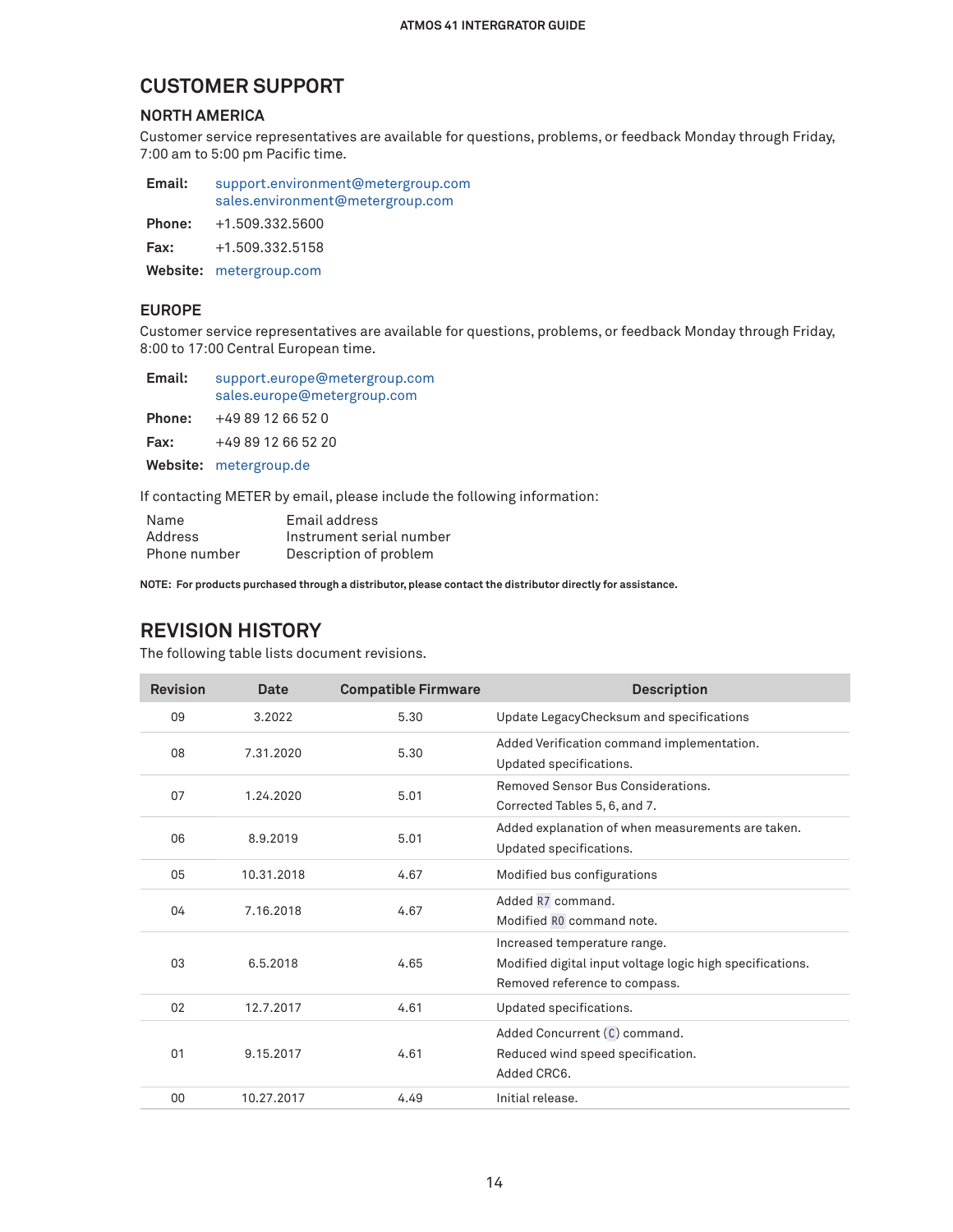## CUSTOMER SUPPORT

### NORTH AMERICA

Customer service representatives are available for questions, problems, or feedback Monday through Friday, 7:00 am to 5:00 pm Pacific time.

| | |
|---|---|
| **Email:** | support.environment@metergroup.com<br>sales.environment@metergroup.com |
| **Phone:** | +1.509.332.5600 |
| **Fax:** | +1.509.332.5158 |
| **Website:** | metergroup.com |

### EUROPE

Customer service representatives are available for questions, problems, or feedback Monday through Friday, 8:00 to 17:00 Central European time.

| | |
|---|---|
| **Email:** | support.europe@metergroup.com<br>sales.europe@metergroup.com |
| **Phone:** | +49 89 12 66 52 0 |
| **Fax:** | +49 89 12 66 52 20 |
| **Website:** | metergroup.de |

If contacting METER by email, please include the following information:

| | |
|---|---|
| Name | Email address |
| Address | Instrument serial number |
| Phone number | Description of problem |

**NOTE: For products purchased through a distributor, please contact the distributor directly for assistance.**

## REVISION HISTORY

The following table lists document revisions.

| Revision | Date | Compatible Firmware | Description |
|---|---|---|---|
| 09 | 3.2022 | 5.30 | Update LegacyChecksum and specifications |
| 08 | 7.31.2020 | 5.30 | Added Verification command implementation.<br>Updated specifications. |
| 07 | 1.24.2020 | 5.01 | Removed Sensor Bus Considerations.<br>Corrected Tables 5, 6, and 7. |
| 06 | 8.9.2019 | 5.01 | Added explanation of when measurements are taken.<br>Updated specifications. |
| 05 | 10.31.2018 | 4.67 | Modified bus configurations |
| 04 | 7.16.2018 | 4.67 | Added `R7` command.<br>Modified `R0` command note. |
| 03 | 6.5.2018 | 4.65 | Increased temperature range.<br>Modified digital input voltage logic high specifications.<br>Removed reference to compass. |
| 02 | 12.7.2017 | 4.61 | Updated specifications. |
| 01 | 9.15.2017 | 4.61 | Added Concurrent (`C`) command.<br>Reduced wind speed specification.<br>Added CRC6. |
| 00 | 10.27.2017 | 4.49 | Initial release. |